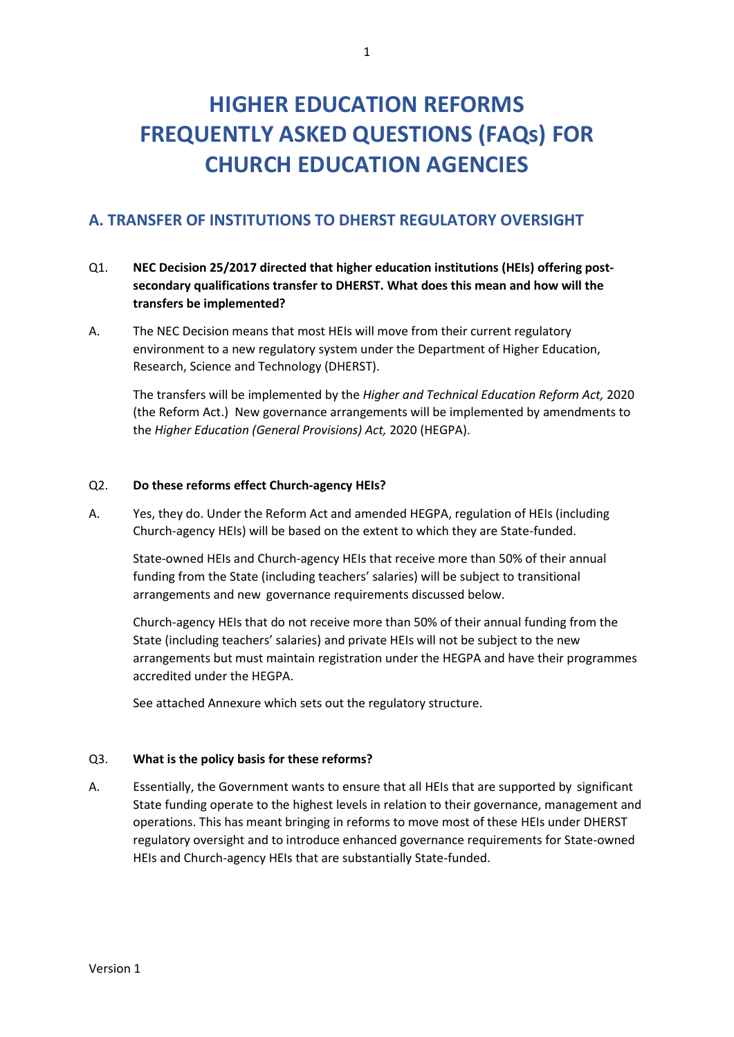# HIGHER EDUCATION REFORMS FREQUENTLY ASKED QUESTIONS (FAQs) FOR CHURCH EDUCATION AGENCIES

## A. TRANSFER OF INSTITUTIONS TO DHERST REGULATORY OVERSIGHT

Q1. **NEC Decision 25/2017 directed that higher education institutions (HEIs) offering post-secondary qualifications transfer to DHERST. What does this mean and how will the transfers be implemented?**

A. The NEC Decision means that most HEIs will move from their current regulatory environment to a new regulatory system under the Department of Higher Education, Research, Science and Technology (DHERST).

The transfers will be implemented by the *Higher and Technical Education Reform Act,* 2020 (the Reform Act.) New governance arrangements will be implemented by amendments to the *Higher Education (General Provisions) Act,* 2020 (HEGPA).

Q2. **Do these reforms effect Church-agency HEIs?**

A. Yes, they do. Under the Reform Act and amended HEGPA, regulation of HEIs (including Church-agency HEIs) will be based on the extent to which they are State-funded.

State-owned HEIs and Church-agency HEIs that receive more than 50% of their annual funding from the State (including teachers' salaries) will be subject to transitional arrangements and new governance requirements discussed below.

Church-agency HEIs that do not receive more than 50% of their annual funding from the State (including teachers' salaries) and private HEIs will not be subject to the new arrangements but must maintain registration under the HEGPA and have their programmes accredited under the HEGPA.

See attached Annexure which sets out the regulatory structure.

Q3. **What is the policy basis for these reforms?**

A. Essentially, the Government wants to ensure that all HEIs that are supported by significant State funding operate to the highest levels in relation to their governance, management and operations. This has meant bringing in reforms to move most of these HEIs under DHERST regulatory oversight and to introduce enhanced governance requirements for State-owned HEIs and Church-agency HEIs that are substantially State-funded.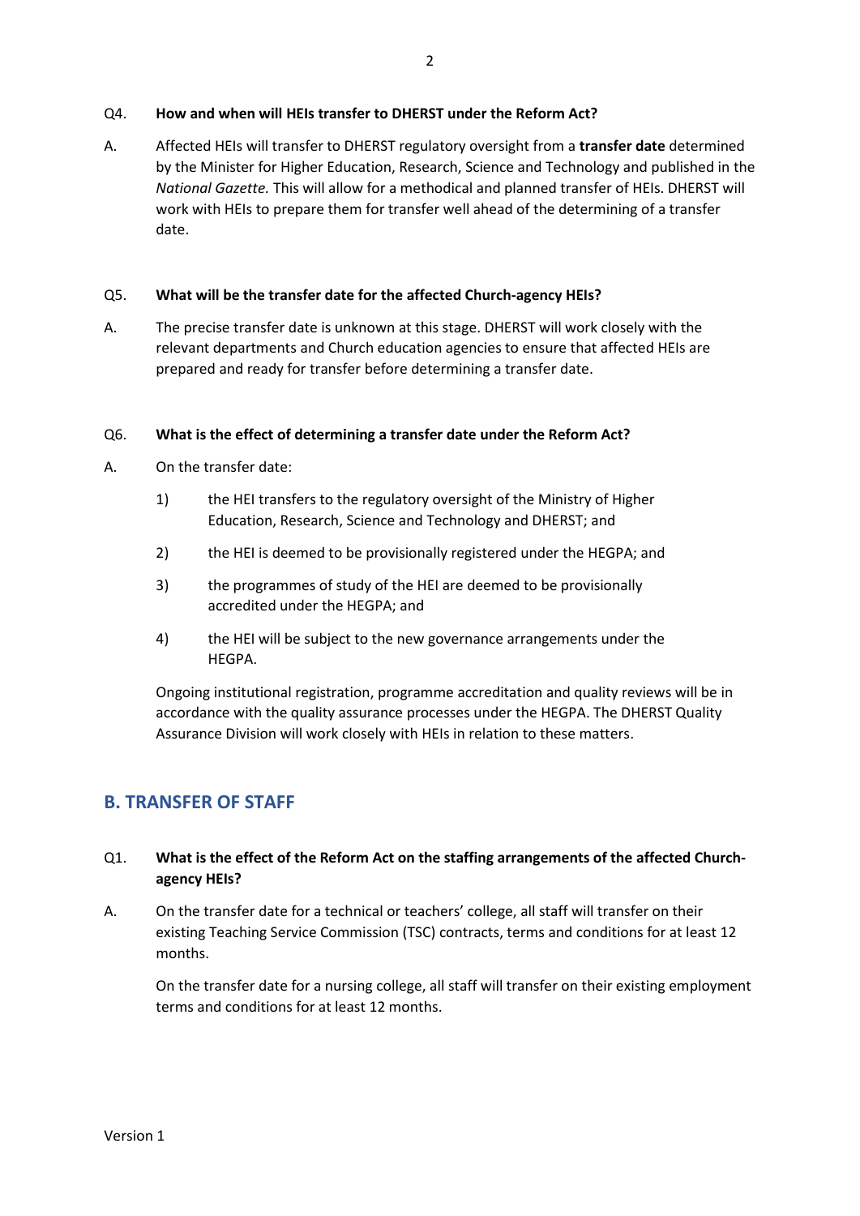Q4. **How and when will HEIs transfer to DHERST under the Reform Act?**

A. Affected HEIs will transfer to DHERST regulatory oversight from a **transfer date** determined by the Minister for Higher Education, Research, Science and Technology and published in the *National Gazette.* This will allow for a methodical and planned transfer of HEIs. DHERST will work with HEIs to prepare them for transfer well ahead of the determining of a transfer date.

Q5. **What will be the transfer date for the affected Church-agency HEIs?**

A. The precise transfer date is unknown at this stage. DHERST will work closely with the relevant departments and Church education agencies to ensure that affected HEIs are prepared and ready for transfer before determining a transfer date.

Q6. **What is the effect of determining a transfer date under the Reform Act?**

A. On the transfer date:

1) the HEI transfers to the regulatory oversight of the Ministry of Higher Education, Research, Science and Technology and DHERST; and
2) the HEI is deemed to be provisionally registered under the HEGPA; and
3) the programmes of study of the HEI are deemed to be provisionally accredited under the HEGPA; and
4) the HEI will be subject to the new governance arrangements under the HEGPA.

Ongoing institutional registration, programme accreditation and quality reviews will be in accordance with the quality assurance processes under the HEGPA. The DHERST Quality Assurance Division will work closely with HEIs in relation to these matters.

## B. TRANSFER OF STAFF

Q1. **What is the effect of the Reform Act on the staffing arrangements of the affected Church-agency HEIs?**

A. On the transfer date for a technical or teachers' college, all staff will transfer on their existing Teaching Service Commission (TSC) contracts, terms and conditions for at least 12 months.

On the transfer date for a nursing college, all staff will transfer on their existing employment terms and conditions for at least 12 months.

Version 1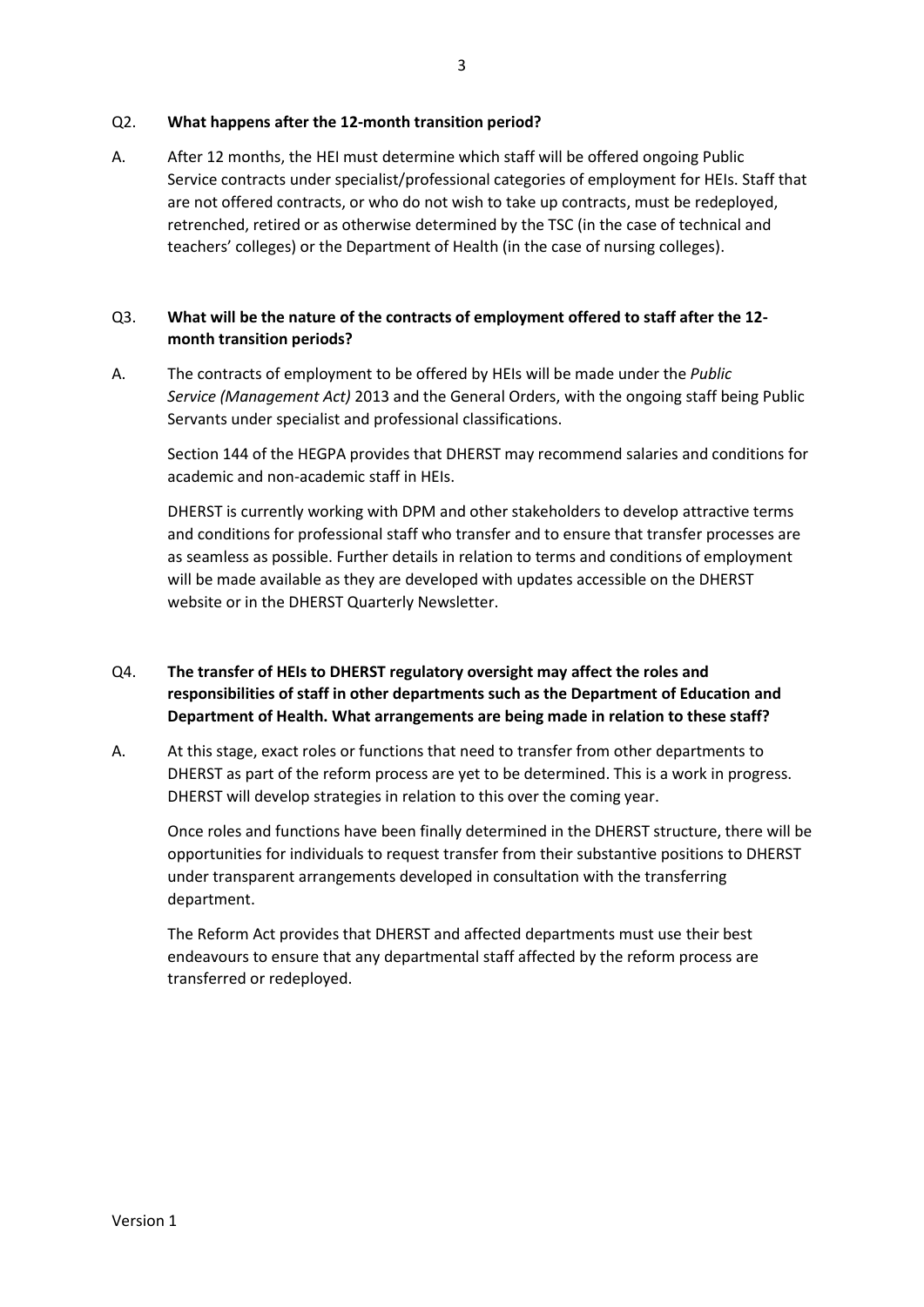Q2. **What happens after the 12-month transition period?**

A. After 12 months, the HEI must determine which staff will be offered ongoing Public Service contracts under specialist/professional categories of employment for HEIs. Staff that are not offered contracts, or who do not wish to take up contracts, must be redeployed, retrenched, retired or as otherwise determined by the TSC (in the case of technical and teachers' colleges) or the Department of Health (in the case of nursing colleges).

Q3. **What will be the nature of the contracts of employment offered to staff after the 12-month transition periods?**

A. The contracts of employment to be offered by HEIs will be made under the *Public Service (Management Act)* 2013 and the General Orders, with the ongoing staff being Public Servants under specialist and professional classifications.

Section 144 of the HEGPA provides that DHERST may recommend salaries and conditions for academic and non-academic staff in HEIs.

DHERST is currently working with DPM and other stakeholders to develop attractive terms and conditions for professional staff who transfer and to ensure that transfer processes are as seamless as possible. Further details in relation to terms and conditions of employment will be made available as they are developed with updates accessible on the DHERST website or in the DHERST Quarterly Newsletter.

Q4. **The transfer of HEIs to DHERST regulatory oversight may affect the roles and responsibilities of staff in other departments such as the Department of Education and Department of Health. What arrangements are being made in relation to these staff?**

A. At this stage, exact roles or functions that need to transfer from other departments to DHERST as part of the reform process are yet to be determined. This is a work in progress. DHERST will develop strategies in relation to this over the coming year.

Once roles and functions have been finally determined in the DHERST structure, there will be opportunities for individuals to request transfer from their substantive positions to DHERST under transparent arrangements developed in consultation with the transferring department.

The Reform Act provides that DHERST and affected departments must use their best endeavours to ensure that any departmental staff affected by the reform process are transferred or redeployed.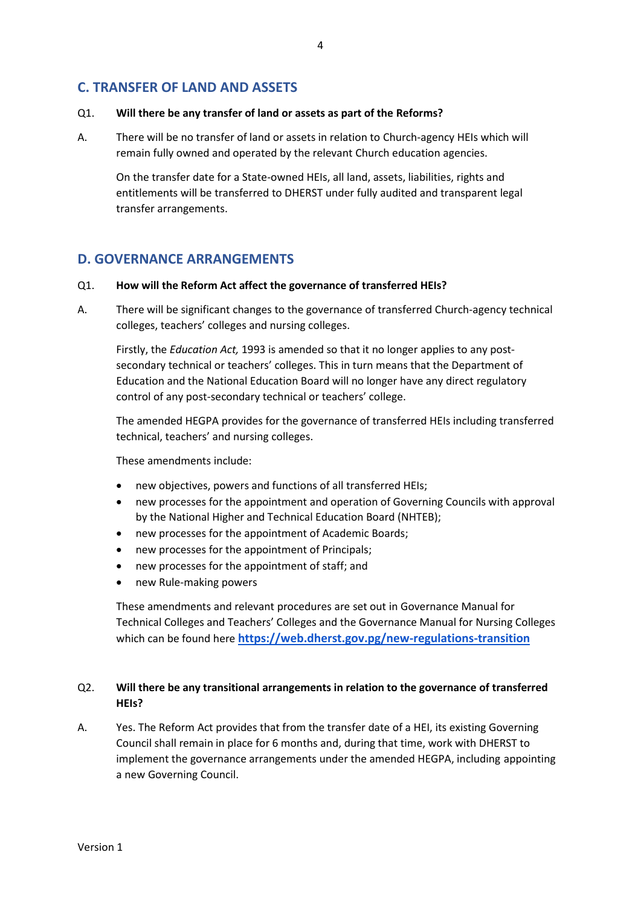## C. TRANSFER OF LAND AND ASSETS

Q1. **Will there be any transfer of land or assets as part of the Reforms?**

A. There will be no transfer of land or assets in relation to Church-agency HEIs which will remain fully owned and operated by the relevant Church education agencies.

On the transfer date for a State-owned HEIs, all land, assets, liabilities, rights and entitlements will be transferred to DHERST under fully audited and transparent legal transfer arrangements.

## D. GOVERNANCE ARRANGEMENTS

Q1. **How will the Reform Act affect the governance of transferred HEIs?**

A. There will be significant changes to the governance of transferred Church-agency technical colleges, teachers' colleges and nursing colleges.

Firstly, the *Education Act,* 1993 is amended so that it no longer applies to any post-secondary technical or teachers' colleges. This in turn means that the Department of Education and the National Education Board will no longer have any direct regulatory control of any post-secondary technical or teachers' college.

The amended HEGPA provides for the governance of transferred HEIs including transferred technical, teachers' and nursing colleges.

These amendments include:

- new objectives, powers and functions of all transferred HEIs;
- new processes for the appointment and operation of Governing Councils with approval by the National Higher and Technical Education Board (NHTEB);
- new processes for the appointment of Academic Boards;
- new processes for the appointment of Principals;
- new processes for the appointment of staff; and
- new Rule-making powers

These amendments and relevant procedures are set out in Governance Manual for Technical Colleges and Teachers' Colleges and the Governance Manual for Nursing Colleges which can be found here **https://web.dherst.gov.pg/new-regulations-transition**

Q2. **Will there be any transitional arrangements in relation to the governance of transferred HEIs?**

A. Yes. The Reform Act provides that from the transfer date of a HEI, its existing Governing Council shall remain in place for 6 months and, during that time, work with DHERST to implement the governance arrangements under the amended HEGPA, including appointing a new Governing Council.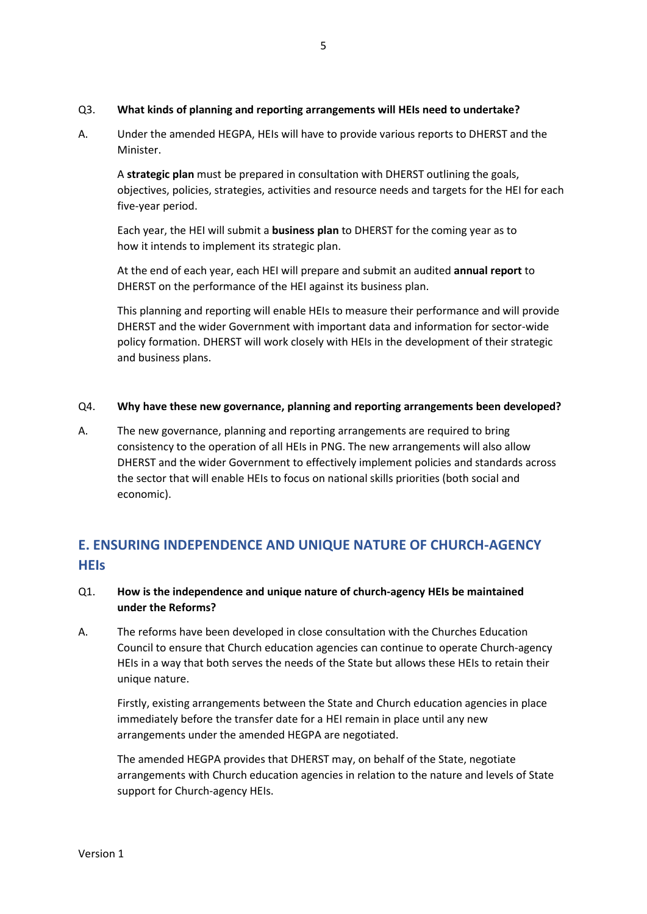Q3. **What kinds of planning and reporting arrangements will HEIs need to undertake?**

A. Under the amended HEGPA, HEIs will have to provide various reports to DHERST and the Minister.

A **strategic plan** must be prepared in consultation with DHERST outlining the goals, objectives, policies, strategies, activities and resource needs and targets for the HEI for each five-year period.

Each year, the HEI will submit a **business plan** to DHERST for the coming year as to how it intends to implement its strategic plan.

At the end of each year, each HEI will prepare and submit an audited **annual report** to DHERST on the performance of the HEI against its business plan.

This planning and reporting will enable HEIs to measure their performance and will provide DHERST and the wider Government with important data and information for sector-wide policy formation. DHERST will work closely with HEIs in the development of their strategic and business plans.

Q4. **Why have these new governance, planning and reporting arrangements been developed?**

A. The new governance, planning and reporting arrangements are required to bring consistency to the operation of all HEIs in PNG. The new arrangements will also allow DHERST and the wider Government to effectively implement policies and standards across the sector that will enable HEIs to focus on national skills priorities (both social and economic).

## E. ENSURING INDEPENDENCE AND UNIQUE NATURE OF CHURCH-AGENCY HEIs

Q1. **How is the independence and unique nature of church-agency HEIs be maintained under the Reforms?**

A. The reforms have been developed in close consultation with the Churches Education Council to ensure that Church education agencies can continue to operate Church-agency HEIs in a way that both serves the needs of the State but allows these HEIs to retain their unique nature.

Firstly, existing arrangements between the State and Church education agencies in place immediately before the transfer date for a HEI remain in place until any new arrangements under the amended HEGPA are negotiated.

The amended HEGPA provides that DHERST may, on behalf of the State, negotiate arrangements with Church education agencies in relation to the nature and levels of State support for Church-agency HEIs.

Version 1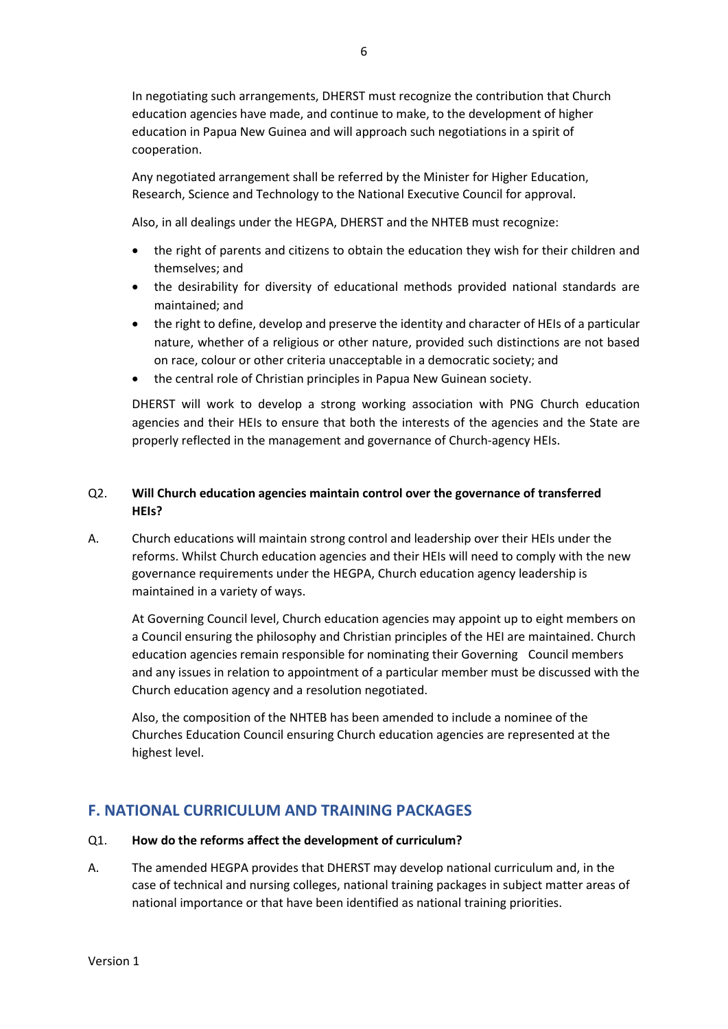In negotiating such arrangements, DHERST must recognize the contribution that Church education agencies have made, and continue to make, to the development of higher education in Papua New Guinea and will approach such negotiations in a spirit of cooperation.

Any negotiated arrangement shall be referred by the Minister for Higher Education, Research, Science and Technology to the National Executive Council for approval.

Also, in all dealings under the HEGPA, DHERST and the NHTEB must recognize:

- the right of parents and citizens to obtain the education they wish for their children and themselves; and
- the desirability for diversity of educational methods provided national standards are maintained; and
- the right to define, develop and preserve the identity and character of HEIs of a particular nature, whether of a religious or other nature, provided such distinctions are not based on race, colour or other criteria unacceptable in a democratic society; and
- the central role of Christian principles in Papua New Guinean society.

DHERST will work to develop a strong working association with PNG Church education agencies and their HEIs to ensure that both the interests of the agencies and the State are properly reflected in the management and governance of Church-agency HEIs.

Q2. **Will Church education agencies maintain control over the governance of transferred HEIs?**

A. Church educations will maintain strong control and leadership over their HEIs under the reforms. Whilst Church education agencies and their HEIs will need to comply with the new governance requirements under the HEGPA, Church education agency leadership is maintained in a variety of ways.

At Governing Council level, Church education agencies may appoint up to eight members on a Council ensuring the philosophy and Christian principles of the HEI are maintained. Church education agencies remain responsible for nominating their Governing Council members and any issues in relation to appointment of a particular member must be discussed with the Church education agency and a resolution negotiated.

Also, the composition of the NHTEB has been amended to include a nominee of the Churches Education Council ensuring Church education agencies are represented at the highest level.

## F. NATIONAL CURRICULUM AND TRAINING PACKAGES

Q1. **How do the reforms affect the development of curriculum?**

A. The amended HEGPA provides that DHERST may develop national curriculum and, in the case of technical and nursing colleges, national training packages in subject matter areas of national importance or that have been identified as national training priorities.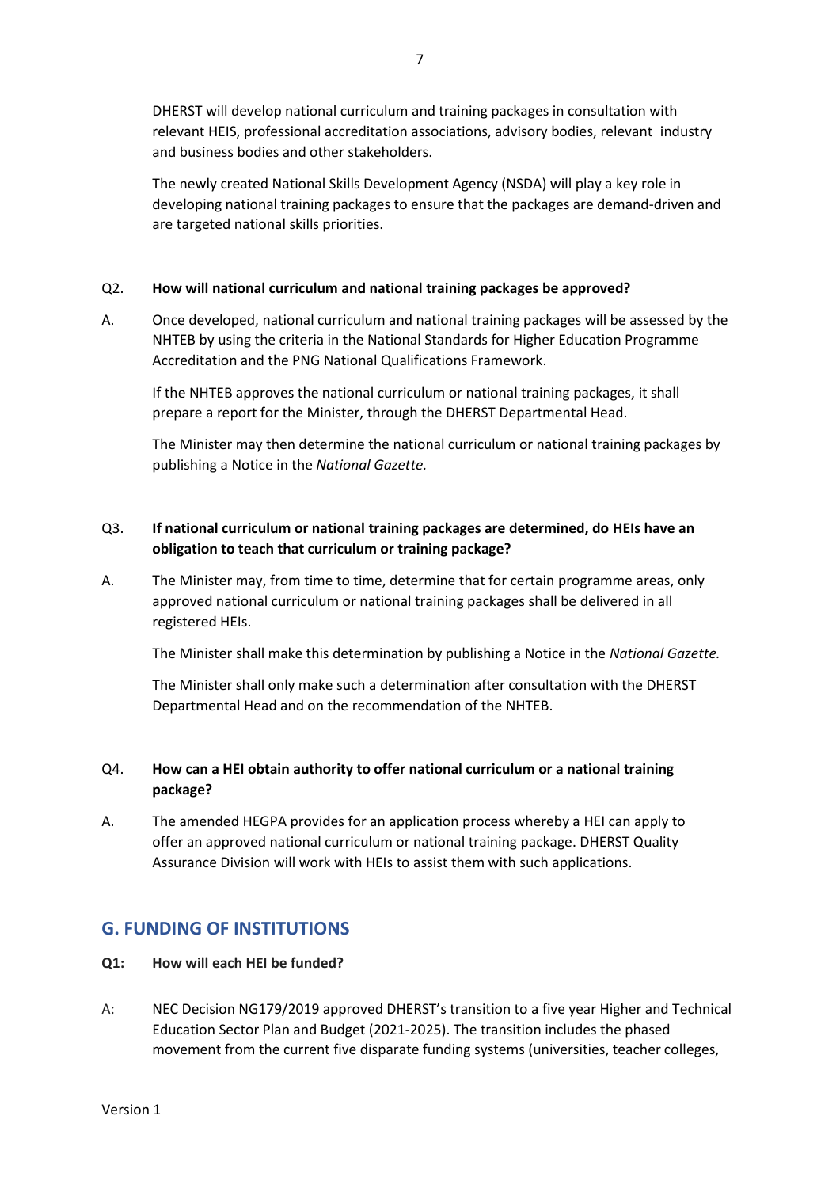DHERST will develop national curriculum and training packages in consultation with relevant HEIS, professional accreditation associations, advisory bodies, relevant industry and business bodies and other stakeholders.

The newly created National Skills Development Agency (NSDA) will play a key role in developing national training packages to ensure that the packages are demand-driven and are targeted national skills priorities.

Q2. **How will national curriculum and national training packages be approved?**

A. Once developed, national curriculum and national training packages will be assessed by the NHTEB by using the criteria in the National Standards for Higher Education Programme Accreditation and the PNG National Qualifications Framework.

If the NHTEB approves the national curriculum or national training packages, it shall prepare a report for the Minister, through the DHERST Departmental Head.

The Minister may then determine the national curriculum or national training packages by publishing a Notice in the *National Gazette.*

Q3. **If national curriculum or national training packages are determined, do HEIs have an obligation to teach that curriculum or training package?**

A. The Minister may, from time to time, determine that for certain programme areas, only approved national curriculum or national training packages shall be delivered in all registered HEIs.

The Minister shall make this determination by publishing a Notice in the *National Gazette.*

The Minister shall only make such a determination after consultation with the DHERST Departmental Head and on the recommendation of the NHTEB.

Q4. **How can a HEI obtain authority to offer national curriculum or a national training package?**

A. The amended HEGPA provides for an application process whereby a HEI can apply to offer an approved national curriculum or national training package. DHERST Quality Assurance Division will work with HEIs to assist them with such applications.

## G. FUNDING OF INSTITUTIONS

**Q1: How will each HEI be funded?**

A: NEC Decision NG179/2019 approved DHERST's transition to a five year Higher and Technical Education Sector Plan and Budget (2021-2025). The transition includes the phased movement from the current five disparate funding systems (universities, teacher colleges,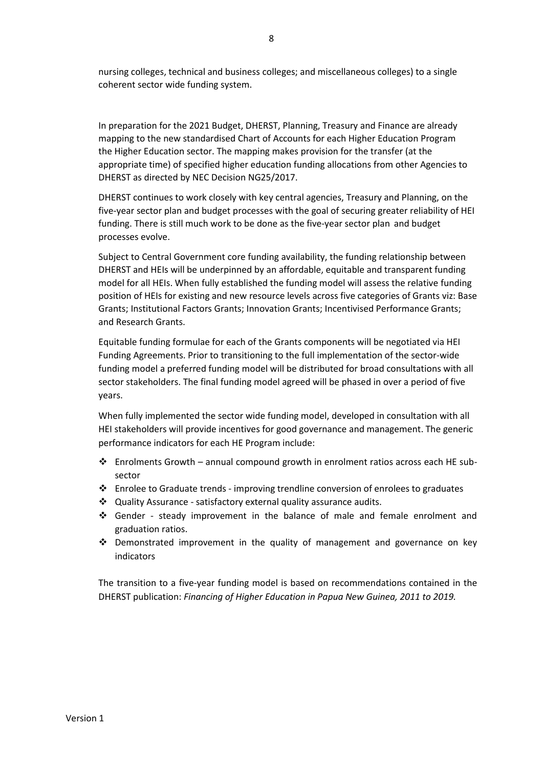nursing colleges, technical and business colleges; and miscellaneous colleges) to a single coherent sector wide funding system.

In preparation for the 2021 Budget, DHERST, Planning, Treasury and Finance are already mapping to the new standardised Chart of Accounts for each Higher Education Program the Higher Education sector. The mapping makes provision for the transfer (at the appropriate time) of specified higher education funding allocations from other Agencies to DHERST as directed by NEC Decision NG25/2017.

DHERST continues to work closely with key central agencies, Treasury and Planning, on the five-year sector plan and budget processes with the goal of securing greater reliability of HEI funding. There is still much work to be done as the five-year sector plan and budget processes evolve.

Subject to Central Government core funding availability, the funding relationship between DHERST and HEIs will be underpinned by an affordable, equitable and transparent funding model for all HEIs. When fully established the funding model will assess the relative funding position of HEIs for existing and new resource levels across five categories of Grants viz: Base Grants; Institutional Factors Grants; Innovation Grants; Incentivised Performance Grants; and Research Grants.

Equitable funding formulae for each of the Grants components will be negotiated via HEI Funding Agreements. Prior to transitioning to the full implementation of the sector-wide funding model a preferred funding model will be distributed for broad consultations with all sector stakeholders. The final funding model agreed will be phased in over a period of five years.

When fully implemented the sector wide funding model, developed in consultation with all HEI stakeholders will provide incentives for good governance and management. The generic performance indicators for each HE Program include:

- Enrolments Growth – annual compound growth in enrolment ratios across each HE sub-sector
- Enrolee to Graduate trends - improving trendline conversion of enrolees to graduates
- Quality Assurance - satisfactory external quality assurance audits.
- Gender - steady improvement in the balance of male and female enrolment and graduation ratios.
- Demonstrated improvement in the quality of management and governance on key indicators

The transition to a five-year funding model is based on recommendations contained in the DHERST publication: *Financing of Higher Education in Papua New Guinea, 2011 to 2019.*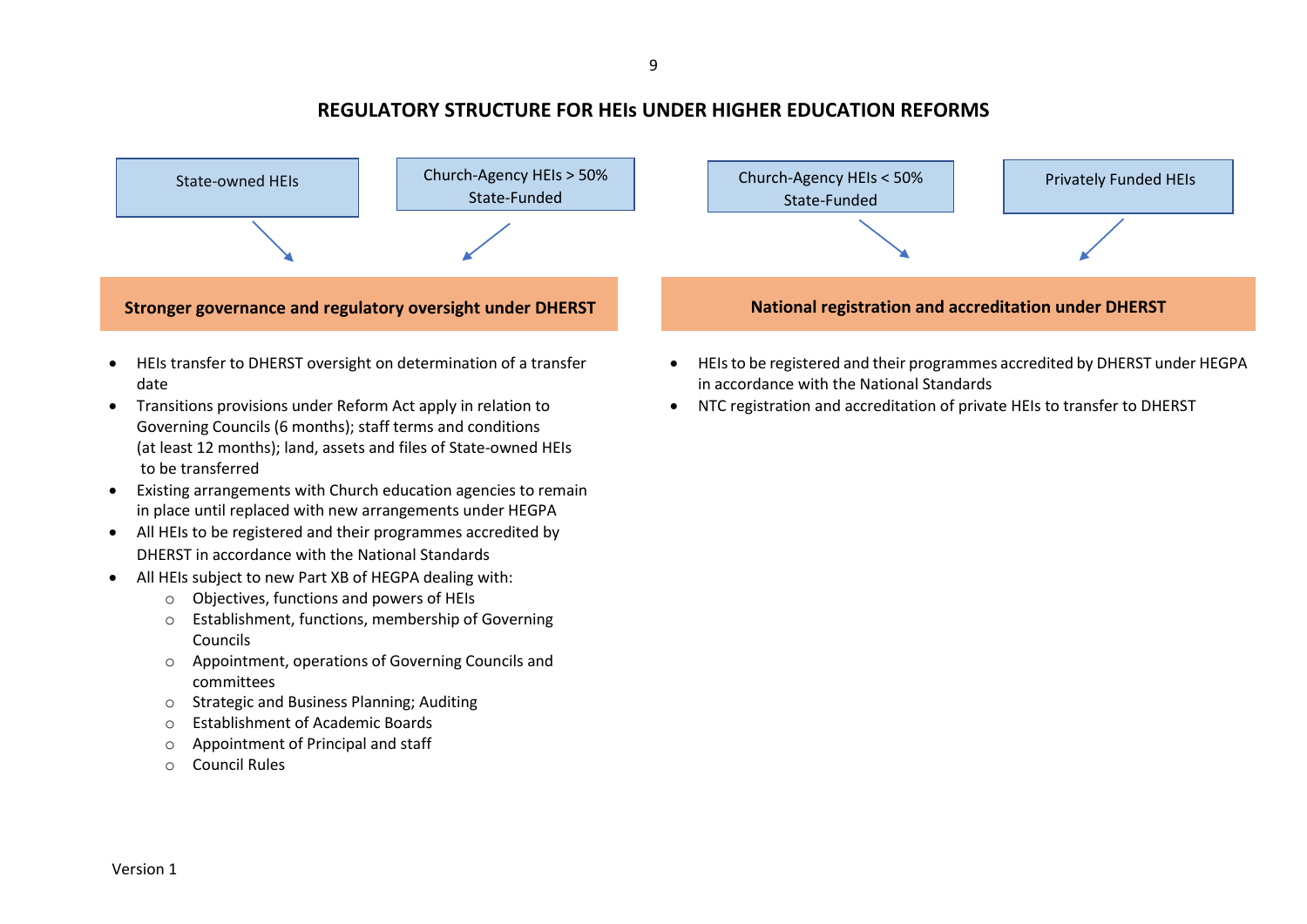# REGULATORY STRUCTURE FOR HEIs UNDER HIGHER EDUCATION REFORMS

State-owned HEIs

Church-Agency HEIs > 50% State-Funded

**Stronger governance and regulatory oversight under DHERST**

- HEIs transfer to DHERST oversight on determination of a transfer date
- Transitions provisions under Reform Act apply in relation to Governing Councils (6 months); staff terms and conditions (at least 12 months); land, assets and files of State-owned HEIs to be transferred
- Existing arrangements with Church education agencies to remain in place until replaced with new arrangements under HEGPA
- All HEIs to be registered and their programmes accredited by DHERST in accordance with the National Standards
- All HEIs subject to new Part XB of HEGPA dealing with:
  - Objectives, functions and powers of HEIs
  - Establishment, functions, membership of Governing Councils
  - Appointment, operations of Governing Councils and committees
  - Strategic and Business Planning; Auditing
  - Establishment of Academic Boards
  - Appointment of Principal and staff
  - Council Rules

Church-Agency HEIs < 50% State-Funded

Privately Funded HEIs

**National registration and accreditation under DHERST**

- HEIs to be registered and their programmes accredited by DHERST under HEGPA in accordance with the National Standards
- NTC registration and accreditation of private HEIs to transfer to DHERST

Version 1